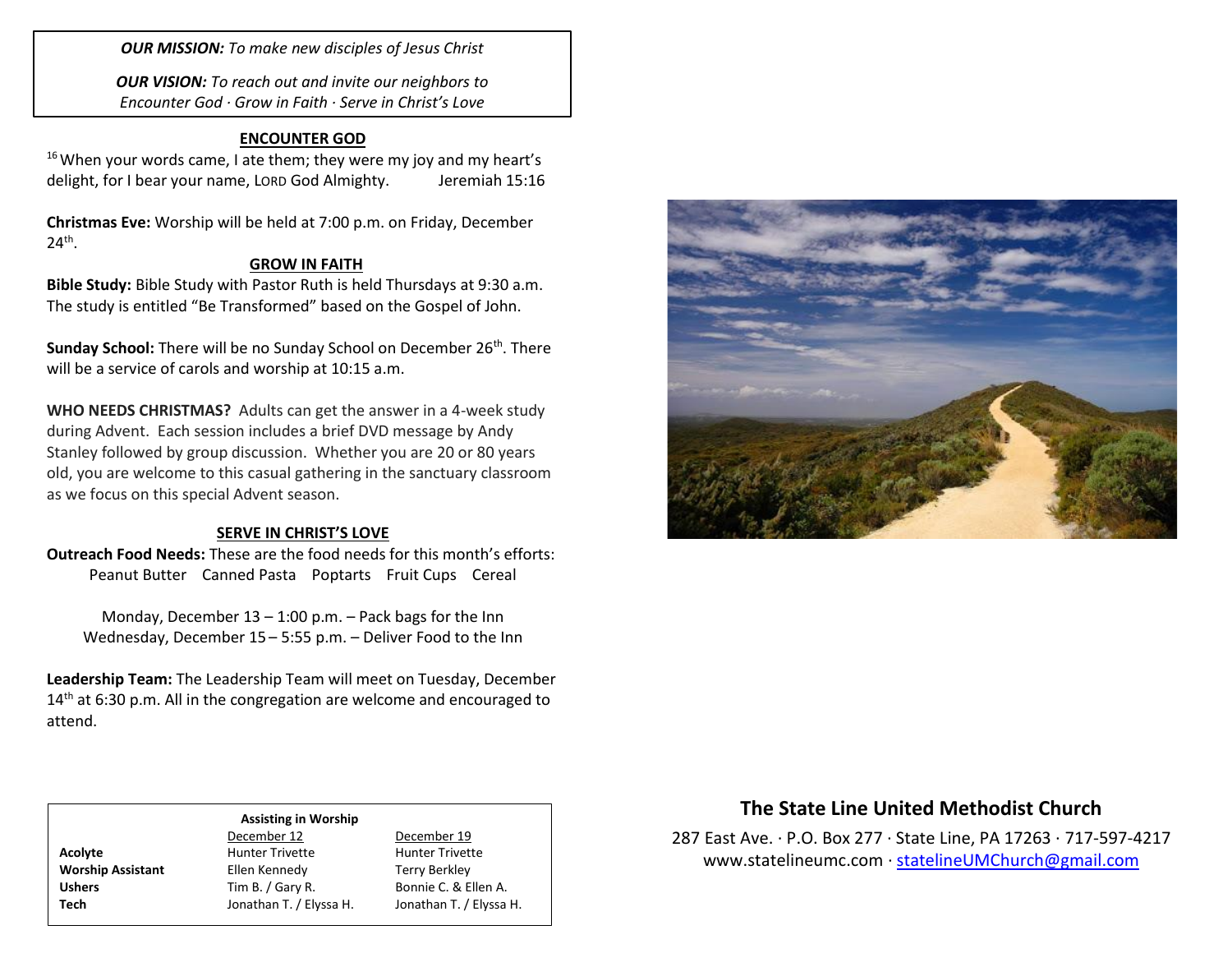***OUR MISSION:*** *To make new disciples of Jesus Christ*

***OUR VISION:*** *To reach out and invite our neighbors to Encounter God · Grow in Faith · Serve in Christ's Love*

## ENCOUNTER GOD

[16] When your words came, I ate them; they were my joy and my heart's delight, for I bear your name, LORD God Almighty. Jeremiah 15:16

**Christmas Eve:** Worship will be held at 7:00 p.m. on Friday, December 24th.

## GROW IN FAITH

**Bible Study:** Bible Study with Pastor Ruth is held Thursdays at 9:30 a.m. The study is entitled "Be Transformed" based on the Gospel of John.

**Sunday School:** There will be no Sunday School on December 26th. There will be a service of carols and worship at 10:15 a.m.

**WHO NEEDS CHRISTMAS?** Adults can get the answer in a 4-week study during Advent. Each session includes a brief DVD message by Andy Stanley followed by group discussion. Whether you are 20 or 80 years old, you are welcome to this casual gathering in the sanctuary classroom as we focus on this special Advent season.

## SERVE IN CHRIST'S LOVE

**Outreach Food Needs:** These are the food needs for this month's efforts:

Peanut Butter Canned Pasta Poptarts Fruit Cups Cereal

Monday, December 13 – 1:00 p.m. – Pack bags for the Inn
Wednesday, December 15 – 5:55 p.m. – Deliver Food to the Inn

**Leadership Team:** The Leadership Team will meet on Tuesday, December 14th at 6:30 p.m. All in the congregation are welcome and encouraged to attend.

**Assisting in Worship**

| | December 12 | December 19 |
|---|---|---|
| **Acolyte** | Hunter Trivette | Hunter Trivette |
| **Worship Assistant** | Ellen Kennedy | Terry Berkley |
| **Ushers** | Tim B. / Gary R. | Bonnie C. & Ellen A. |
| **Tech** | Jonathan T. / Elyssa H. | Jonathan T. / Elyssa H. |

## The State Line United Methodist Church

287 East Ave. · P.O. Box 277 · State Line, PA 17263 · 717-597-4217
www.statelineumc.com · statelineUMChurch@gmail.com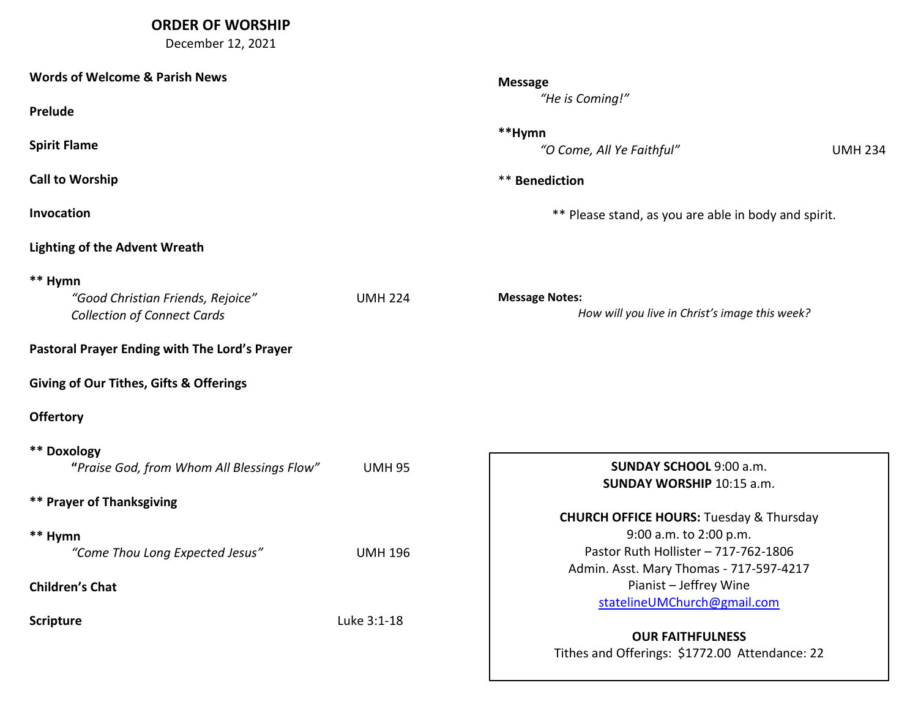## ORDER OF WORSHIP

December 12, 2021

**Words of Welcome & Parish News**

**Prelude**

**Spirit Flame**

**Call to Worship**

**Invocation**

**Lighting of the Advent Wreath**

**\*\* Hymn**
*"Good Christian Friends, Rejoice"* UMH 224
*Collection of Connect Cards*

**Pastoral Prayer Ending with The Lord's Prayer**

**Giving of Our Tithes, Gifts & Offerings**

**Offertory**

**\*\* Doxology**
**"***Praise God, from Whom All Blessings Flow"* UMH 95

**\*\* Prayer of Thanksgiving**

**\*\* Hymn**
*"Come Thou Long Expected Jesus"* UMH 196

**Children's Chat**

**Scripture** Luke 3:1-18

**Message**
*"He is Coming!"*

**\*\*Hymn**
*"O Come, All Ye Faithful"* UMH 234

\*\* **Benediction**

\*\* Please stand, as you are able in body and spirit.

**Message Notes:**
*How will you live in Christ's image this week?*

**SUNDAY SCHOOL** 9:00 a.m.
**SUNDAY WORSHIP** 10:15 a.m.

**CHURCH OFFICE HOURS:** Tuesday & Thursday
9:00 a.m. to 2:00 p.m.
Pastor Ruth Hollister – 717-762-1806
Admin. Asst. Mary Thomas - 717-597-4217
Pianist – Jeffrey Wine
statelineUMChurch@gmail.com

**OUR FAITHFULNESS**
Tithes and Offerings: $1772.00 Attendance: 22